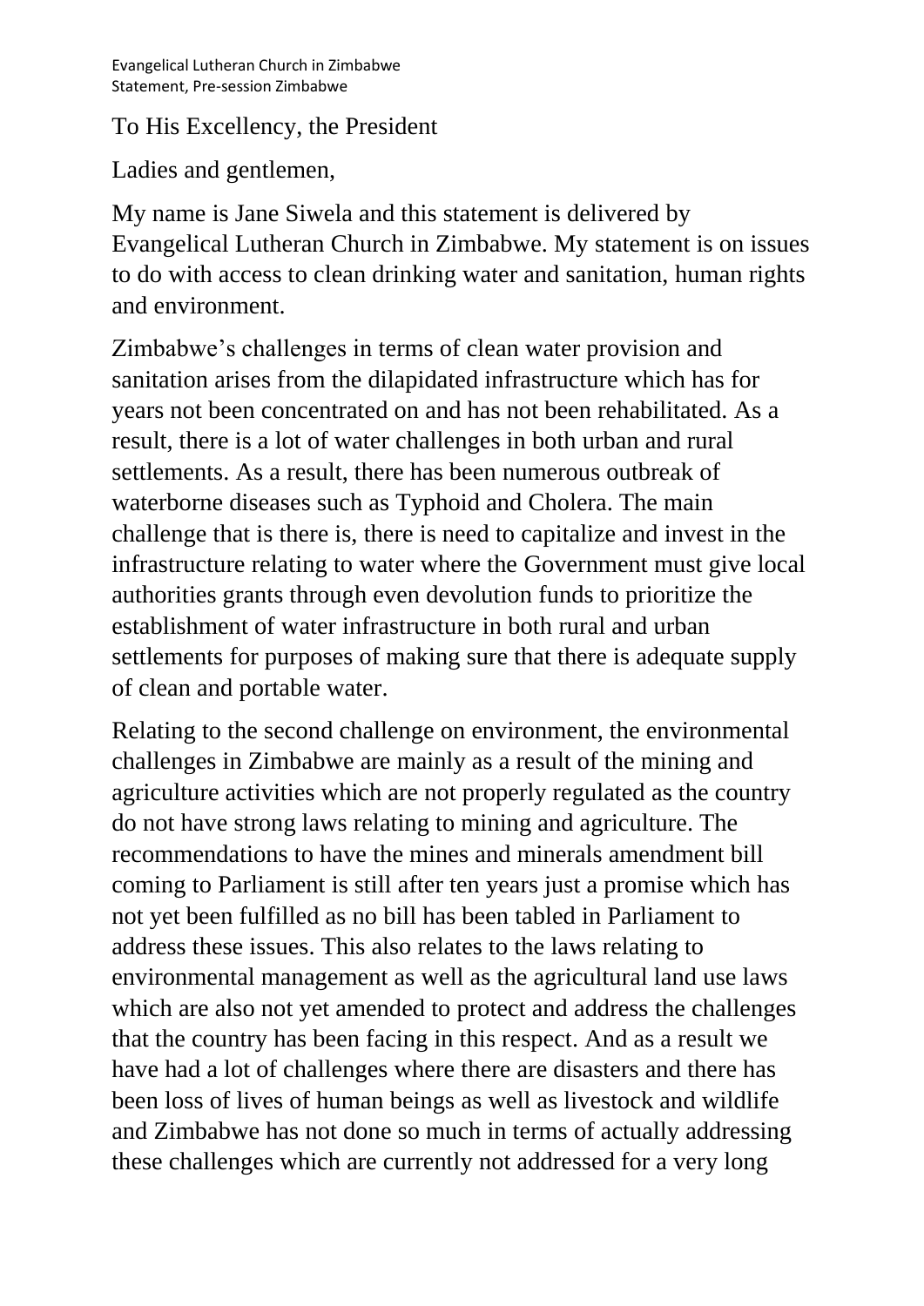Evangelical Lutheran Church in Zimbabwe
Statement, Pre-session Zimbabwe

To His Excellency, the President

Ladies and gentlemen,

My name is Jane Siwela and this statement is delivered by Evangelical Lutheran Church in Zimbabwe. My statement is on issues to do with access to clean drinking water and sanitation, human rights and environment.

Zimbabwe's challenges in terms of clean water provision and sanitation arises from the dilapidated infrastructure which has for years not been concentrated on and has not been rehabilitated. As a result, there is a lot of water challenges in both urban and rural settlements. As a result, there has been numerous outbreak of waterborne diseases such as Typhoid and Cholera. The main challenge that is there is, there is need to capitalize and invest in the infrastructure relating to water where the Government must give local authorities grants through even devolution funds to prioritize the establishment of water infrastructure in both rural and urban settlements for purposes of making sure that there is adequate supply of clean and portable water.

Relating to the second challenge on environment, the environmental challenges in Zimbabwe are mainly as a result of the mining and agriculture activities which are not properly regulated as the country do not have strong laws relating to mining and agriculture. The recommendations to have the mines and minerals amendment bill coming to Parliament is still after ten years just a promise which has not yet been fulfilled as no bill has been tabled in Parliament to address these issues. This also relates to the laws relating to environmental management as well as the agricultural land use laws which are also not yet amended to protect and address the challenges that the country has been facing in this respect. And as a result we have had a lot of challenges where there are disasters and there has been loss of lives of human beings as well as livestock and wildlife and Zimbabwe has not done so much in terms of actually addressing these challenges which are currently not addressed for a very long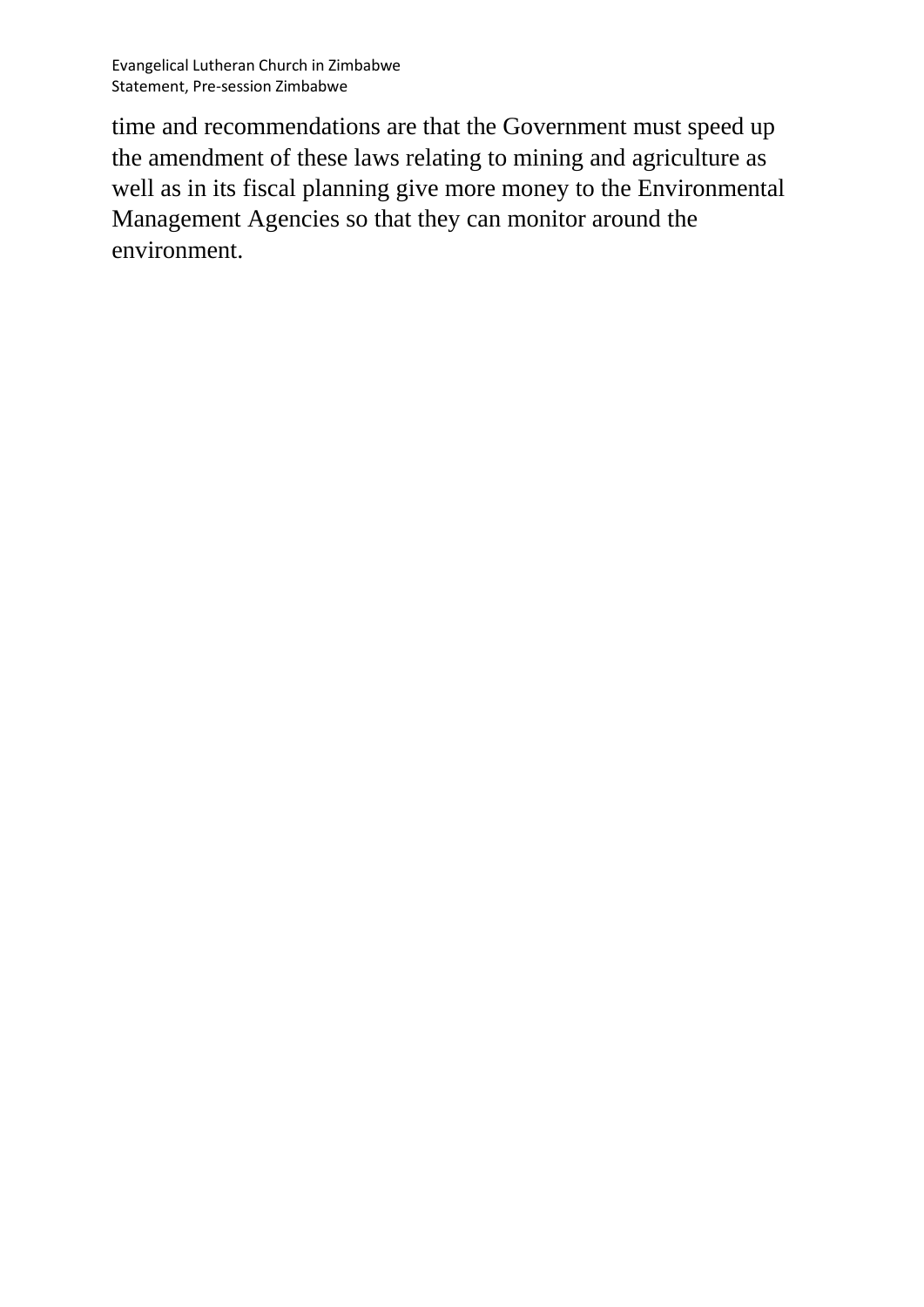time and recommendations are that the Government must speed up the amendment of these laws relating to mining and agriculture as well as in its fiscal planning give more money to the Environmental Management Agencies so that they can monitor around the environment.